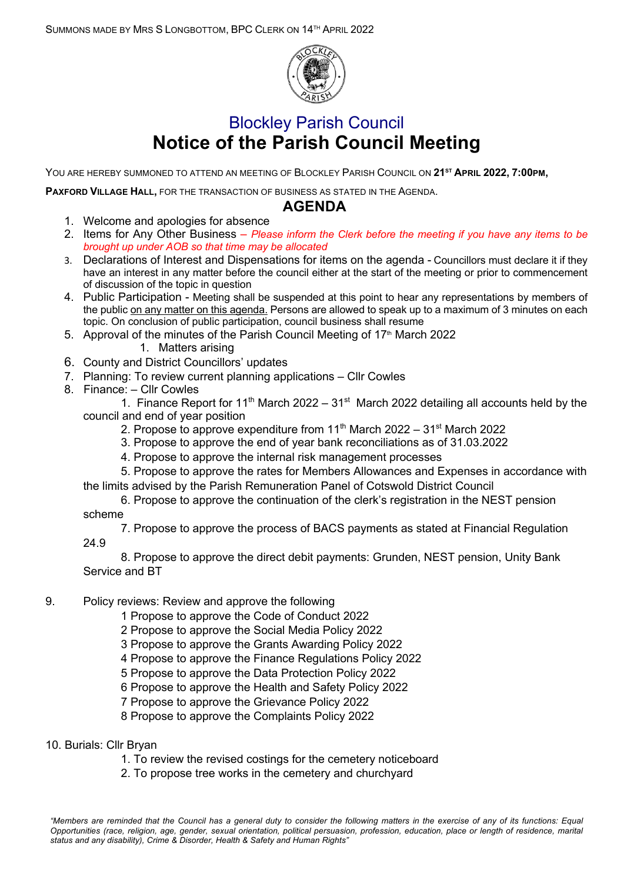SUMMONS MADE BY MRS S LONGBOTTOM, BPC CLERK ON 14TH APRIL 2022

# Blockley Parish Council

# Notice of the Parish Council Meeting

YOU ARE HEREBY SUMMONED TO ATTEND AN MEETING OF BLOCKLEY PARISH COUNCIL ON **21ST APRIL 2022, 7:00PM,**

**PAXFORD VILLAGE HALL,** FOR THE TRANSACTION OF BUSINESS AS STATED IN THE AGENDA.

## AGENDA

1. Welcome and apologies for absence
2. Items for Any Other Business – *Please inform the Clerk before the meeting if you have any items to be brought up under AOB so that time may be allocated*
3. Declarations of Interest and Dispensations for items on the agenda - Councillors must declare it if they have an interest in any matter before the council either at the start of the meeting or prior to commencement of discussion of the topic in question
4. Public Participation - Meeting shall be suspended at this point to hear any representations by members of the public on any matter on this agenda. Persons are allowed to speak up to a maximum of 3 minutes on each topic. On conclusion of public participation, council business shall resume
5. Approval of the minutes of the Parish Council Meeting of 17th March 2022
    1. Matters arising
6. County and District Councillors' updates
7. Planning: To review current planning applications – Cllr Cowles
8. Finance: – Cllr Cowles
    1. Finance Report for 11th March 2022 – 31st March 2022 detailing all accounts held by the council and end of year position
    2. Propose to approve expenditure from 11th March 2022 – 31st March 2022
    3. Propose to approve the end of year bank reconciliations as of 31.03.2022
    4. Propose to approve the internal risk management processes
    5. Propose to approve the rates for Members Allowances and Expenses in accordance with the limits advised by the Parish Remuneration Panel of Cotswold District Council
    6. Propose to approve the continuation of the clerk's registration in the NEST pension scheme
    7. Propose to approve the process of BACS payments as stated at Financial Regulation 24.9
    8. Propose to approve the direct debit payments: Grunden, NEST pension, Unity Bank Service and BT
9. Policy reviews: Review and approve the following
    1. Propose to approve the Code of Conduct 2022
    2. Propose to approve the Social Media Policy 2022
    3. Propose to approve the Grants Awarding Policy 2022
    4. Propose to approve the Finance Regulations Policy 2022
    5. Propose to approve the Data Protection Policy 2022
    6. Propose to approve the Health and Safety Policy 2022
    7. Propose to approve the Grievance Policy 2022
    8. Propose to approve the Complaints Policy 2022
10. Burials: Cllr Bryan
    1. To review the revised costings for the cemetery noticeboard
    2. To propose tree works in the cemetery and churchyard

*"Members are reminded that the Council has a general duty to consider the following matters in the exercise of any of its functions: Equal Opportunities (race, religion, age, gender, sexual orientation, political persuasion, profession, education, place or length of residence, marital status and any disability), Crime & Disorder, Health & Safety and Human Rights"*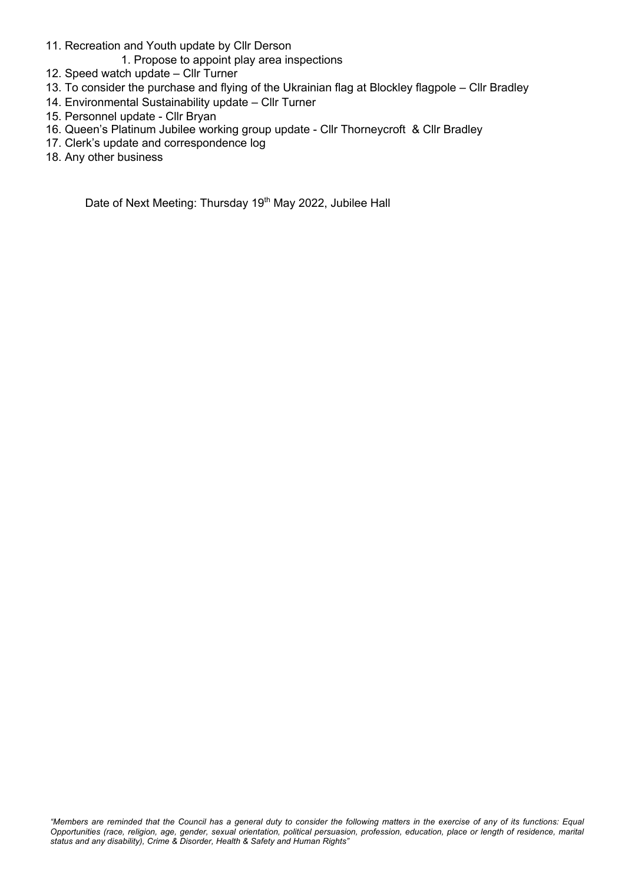11. Recreation and Youth update by Cllr Derson
    1. Propose to appoint play area inspections
12. Speed watch update – Cllr Turner
13. To consider the purchase and flying of the Ukrainian flag at Blockley flagpole – Cllr Bradley
14. Environmental Sustainability update – Cllr Turner
15. Personnel update - Cllr Bryan
16. Queen's Platinum Jubilee working group update - Cllr Thorneycroft & Cllr Bradley
17. Clerk's update and correspondence log
18. Any other business

Date of Next Meeting: Thursday 19th May 2022, Jubilee Hall

*"Members are reminded that the Council has a general duty to consider the following matters in the exercise of any of its functions: Equal Opportunities (race, religion, age, gender, sexual orientation, political persuasion, profession, education, place or length of residence, marital status and any disability), Crime & Disorder, Health & Safety and Human Rights"*